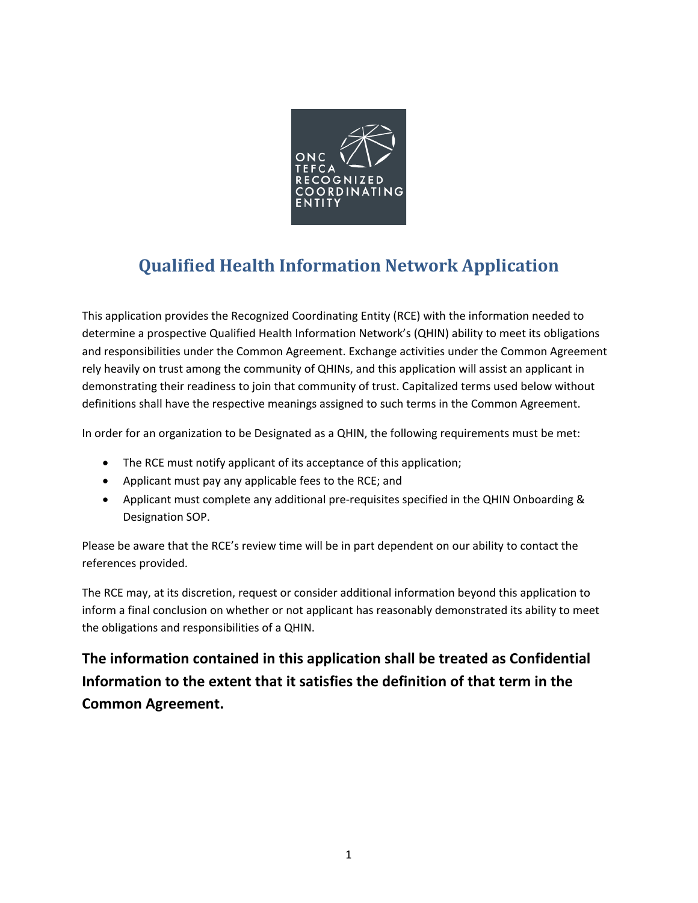# Qualified Health Information Network Application

This application provides the Recognized Coordinating Entity (RCE) with the information needed to determine a prospective Qualified Health Information Network's (QHIN) ability to meet its obligations and responsibilities under the Common Agreement. Exchange activities under the Common Agreement rely heavily on trust among the community of QHINs, and this application will assist an applicant in demonstrating their readiness to join that community of trust. Capitalized terms used below without definitions shall have the respective meanings assigned to such terms in the Common Agreement.

In order for an organization to be Designated as a QHIN, the following requirements must be met:

- The RCE must notify applicant of its acceptance of this application;
- Applicant must pay any applicable fees to the RCE; and
- Applicant must complete any additional pre-requisites specified in the QHIN Onboarding & Designation SOP.

Please be aware that the RCE's review time will be in part dependent on our ability to contact the references provided.

The RCE may, at its discretion, request or consider additional information beyond this application to inform a final conclusion on whether or not applicant has reasonably demonstrated its ability to meet the obligations and responsibilities of a QHIN.

**The information contained in this application shall be treated as Confidential Information to the extent that it satisfies the definition of that term in the Common Agreement.**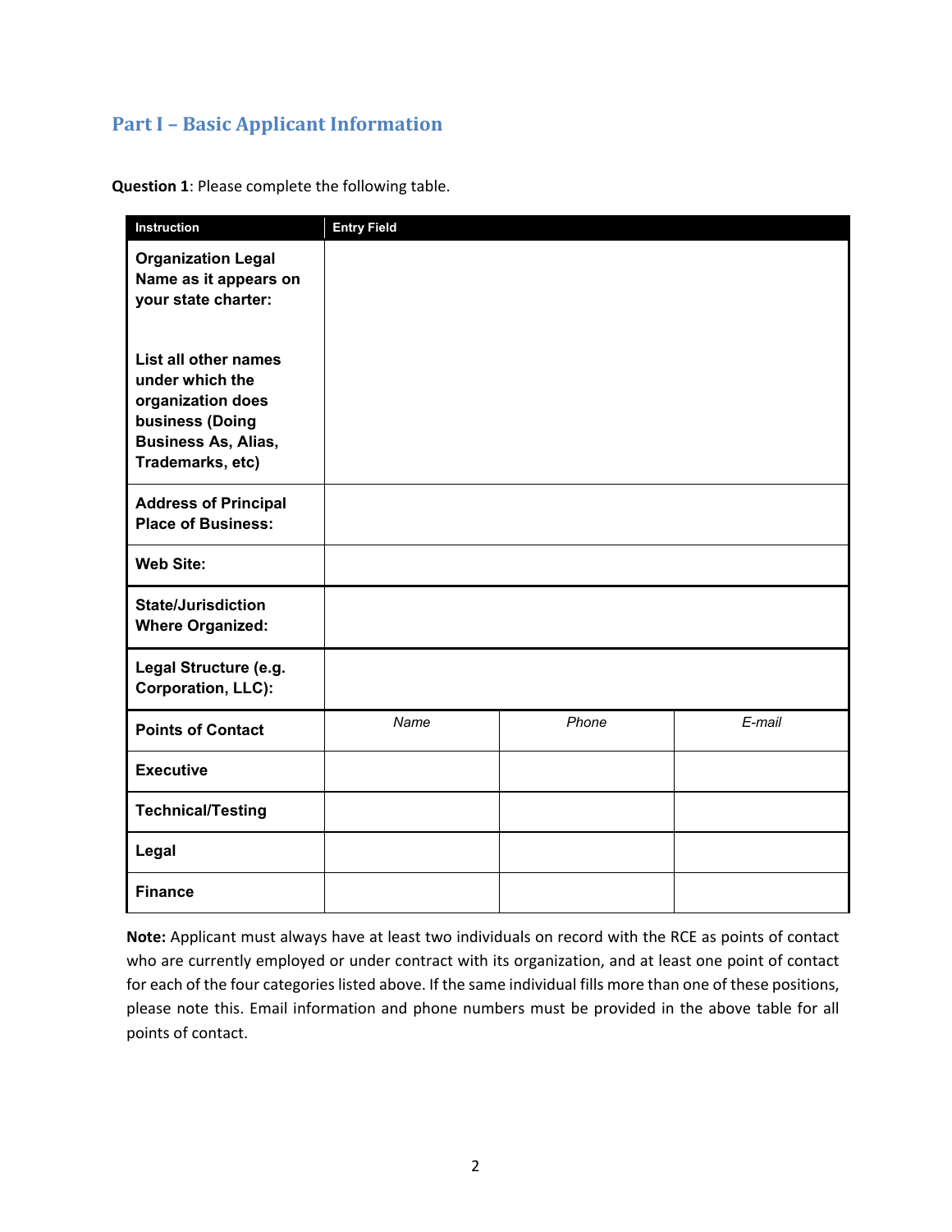## Part I – Basic Applicant Information

**Question 1**: Please complete the following table.

| Instruction | Entry Field | | |
|---|---|---|---|
| **Organization Legal Name as it appears on your state charter:**<br><br>**List all other names under which the organization does business (Doing Business As, Alias, Trademarks, etc)** | | | |
| **Address of Principal Place of Business:** | | | |
| **Web Site:** | | | |
| **State/Jurisdiction Where Organized:** | | | |
| **Legal Structure (e.g. Corporation, LLC):** | | | |
| **Points of Contact** | *Name* | *Phone* | *E-mail* |
| **Executive** | | | |
| **Technical/Testing** | | | |
| **Legal** | | | |
| **Finance** | | | |

**Note:** Applicant must always have at least two individuals on record with the RCE as points of contact who are currently employed or under contract with its organization, and at least one point of contact for each of the four categories listed above. If the same individual fills more than one of these positions, please note this. Email information and phone numbers must be provided in the above table for all points of contact.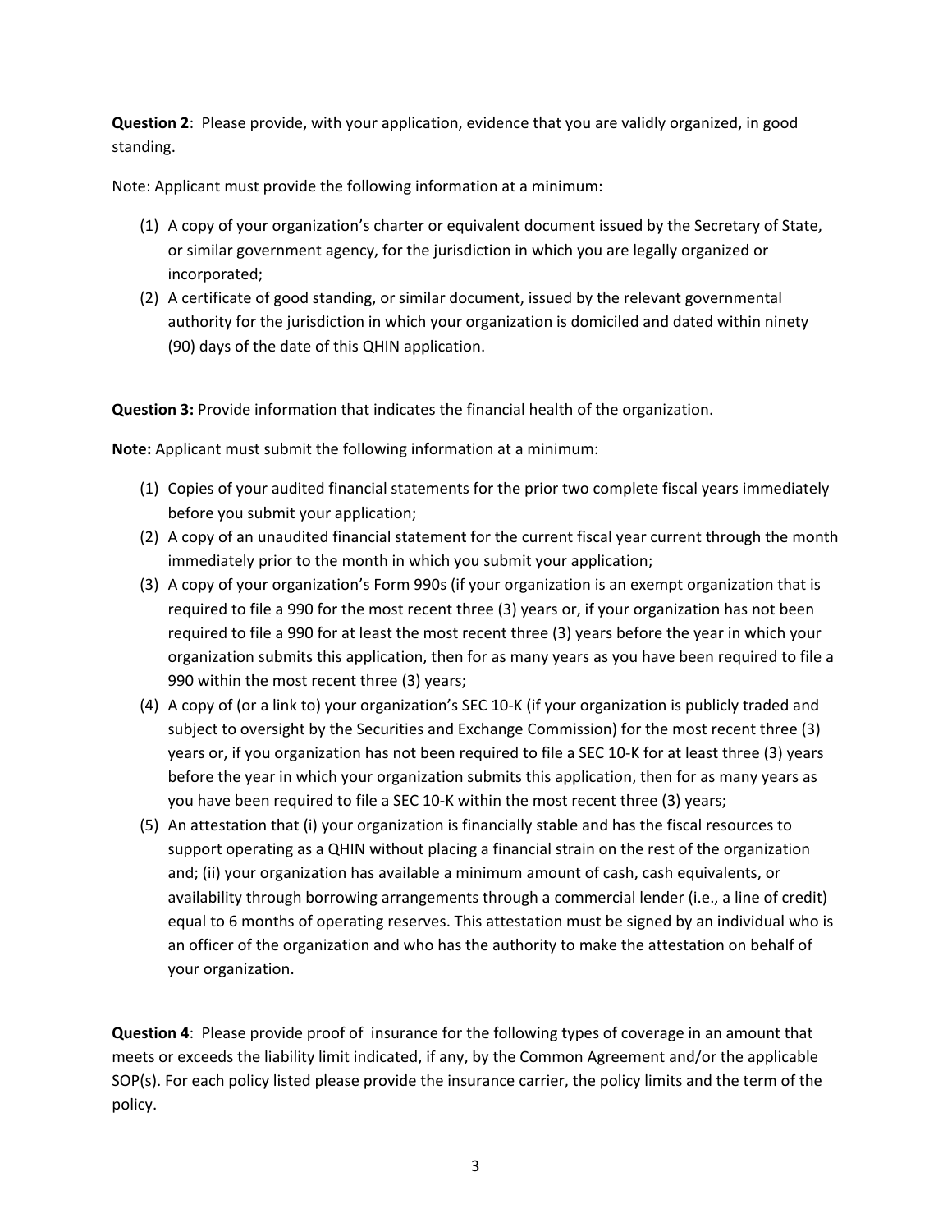**Question 2**: Please provide, with your application, evidence that you are validly organized, in good standing.

Note: Applicant must provide the following information at a minimum:

(1) A copy of your organization's charter or equivalent document issued by the Secretary of State, or similar government agency, for the jurisdiction in which you are legally organized or incorporated;
(2) A certificate of good standing, or similar document, issued by the relevant governmental authority for the jurisdiction in which your organization is domiciled and dated within ninety (90) days of the date of this QHIN application.

**Question 3:** Provide information that indicates the financial health of the organization.

**Note:** Applicant must submit the following information at a minimum:

(1) Copies of your audited financial statements for the prior two complete fiscal years immediately before you submit your application;
(2) A copy of an unaudited financial statement for the current fiscal year current through the month immediately prior to the month in which you submit your application;
(3) A copy of your organization's Form 990s (if your organization is an exempt organization that is required to file a 990 for the most recent three (3) years or, if your organization has not been required to file a 990 for at least the most recent three (3) years before the year in which your organization submits this application, then for as many years as you have been required to file a 990 within the most recent three (3) years;
(4) A copy of (or a link to) your organization's SEC 10-K (if your organization is publicly traded and subject to oversight by the Securities and Exchange Commission) for the most recent three (3) years or, if you organization has not been required to file a SEC 10-K for at least three (3) years before the year in which your organization submits this application, then for as many years as you have been required to file a SEC 10-K within the most recent three (3) years;
(5) An attestation that (i) your organization is financially stable and has the fiscal resources to support operating as a QHIN without placing a financial strain on the rest of the organization and; (ii) your organization has available a minimum amount of cash, cash equivalents, or availability through borrowing arrangements through a commercial lender (i.e., a line of credit) equal to 6 months of operating reserves. This attestation must be signed by an individual who is an officer of the organization and who has the authority to make the attestation on behalf of your organization.

**Question 4**: Please provide proof of insurance for the following types of coverage in an amount that meets or exceeds the liability limit indicated, if any, by the Common Agreement and/or the applicable SOP(s). For each policy listed please provide the insurance carrier, the policy limits and the term of the policy.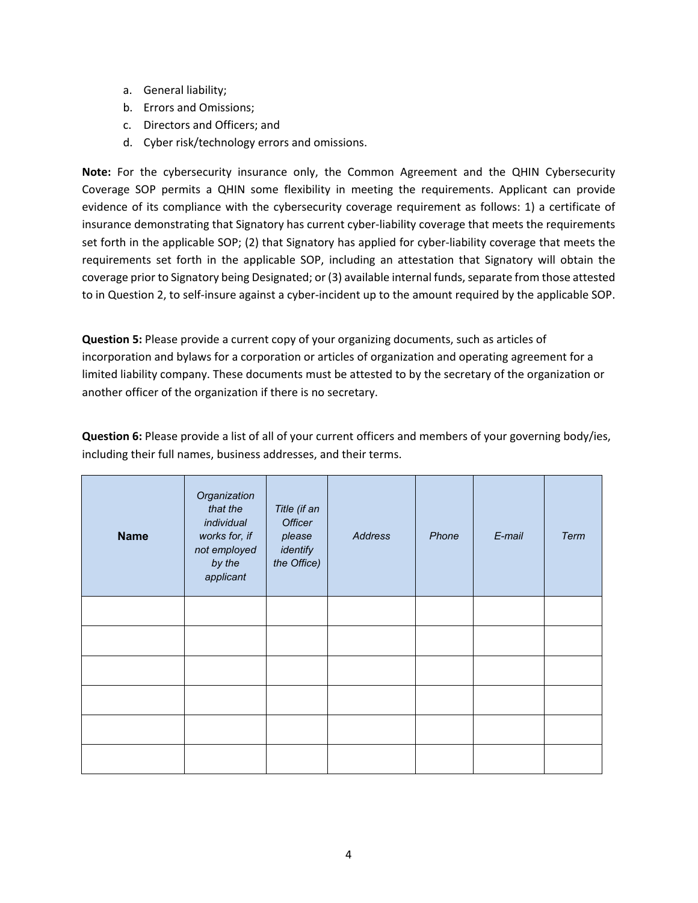a. General liability;
b. Errors and Omissions;
c. Directors and Officers; and
d. Cyber risk/technology errors and omissions.

**Note:** For the cybersecurity insurance only, the Common Agreement and the QHIN Cybersecurity Coverage SOP permits a QHIN some flexibility in meeting the requirements. Applicant can provide evidence of its compliance with the cybersecurity coverage requirement as follows: 1) a certificate of insurance demonstrating that Signatory has current cyber-liability coverage that meets the requirements set forth in the applicable SOP; (2) that Signatory has applied for cyber-liability coverage that meets the requirements set forth in the applicable SOP, including an attestation that Signatory will obtain the coverage prior to Signatory being Designated; or (3) available internal funds, separate from those attested to in Question 2, to self-insure against a cyber-incident up to the amount required by the applicable SOP.

**Question 5:** Please provide a current copy of your organizing documents, such as articles of incorporation and bylaws for a corporation or articles of organization and operating agreement for a limited liability company. These documents must be attested to by the secretary of the organization or another officer of the organization if there is no secretary.

**Question 6:** Please provide a list of all of your current officers and members of your governing body/ies, including their full names, business addresses, and their terms.

| **Name** | *Organization that the individual works for, if not employed by the applicant* | *Title (if an Officer please identify the Office)* | *Address* | *Phone* | *E-mail* | *Term* |
|---|---|---|---|---|---|---|
| | | | | | | |
| | | | | | | |
| | | | | | | |
| | | | | | | |
| | | | | | | |
| | | | | | | |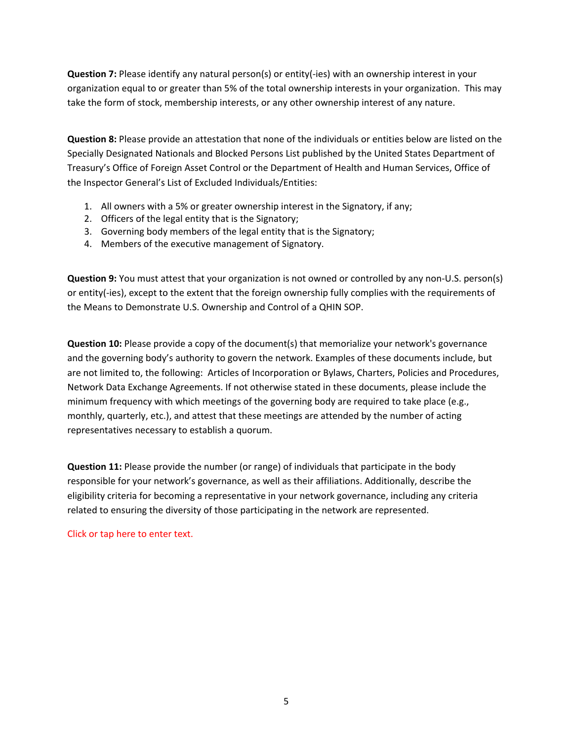**Question 7:** Please identify any natural person(s) or entity(-ies) with an ownership interest in your organization equal to or greater than 5% of the total ownership interests in your organization. This may take the form of stock, membership interests, or any other ownership interest of any nature.

**Question 8:** Please provide an attestation that none of the individuals or entities below are listed on the Specially Designated Nationals and Blocked Persons List published by the United States Department of Treasury's Office of Foreign Asset Control or the Department of Health and Human Services, Office of the Inspector General's List of Excluded Individuals/Entities:

1. All owners with a 5% or greater ownership interest in the Signatory, if any;
2. Officers of the legal entity that is the Signatory;
3. Governing body members of the legal entity that is the Signatory;
4. Members of the executive management of Signatory.

**Question 9:** You must attest that your organization is not owned or controlled by any non-U.S. person(s) or entity(-ies), except to the extent that the foreign ownership fully complies with the requirements of the Means to Demonstrate U.S. Ownership and Control of a QHIN SOP.

**Question 10:** Please provide a copy of the document(s) that memorialize your network's governance and the governing body's authority to govern the network. Examples of these documents include, but are not limited to, the following: Articles of Incorporation or Bylaws, Charters, Policies and Procedures, Network Data Exchange Agreements. If not otherwise stated in these documents, please include the minimum frequency with which meetings of the governing body are required to take place (e.g., monthly, quarterly, etc.), and attest that these meetings are attended by the number of acting representatives necessary to establish a quorum.

**Question 11:** Please provide the number (or range) of individuals that participate in the body responsible for your network's governance, as well as their affiliations. Additionally, describe the eligibility criteria for becoming a representative in your network governance, including any criteria related to ensuring the diversity of those participating in the network are represented.

Click or tap here to enter text.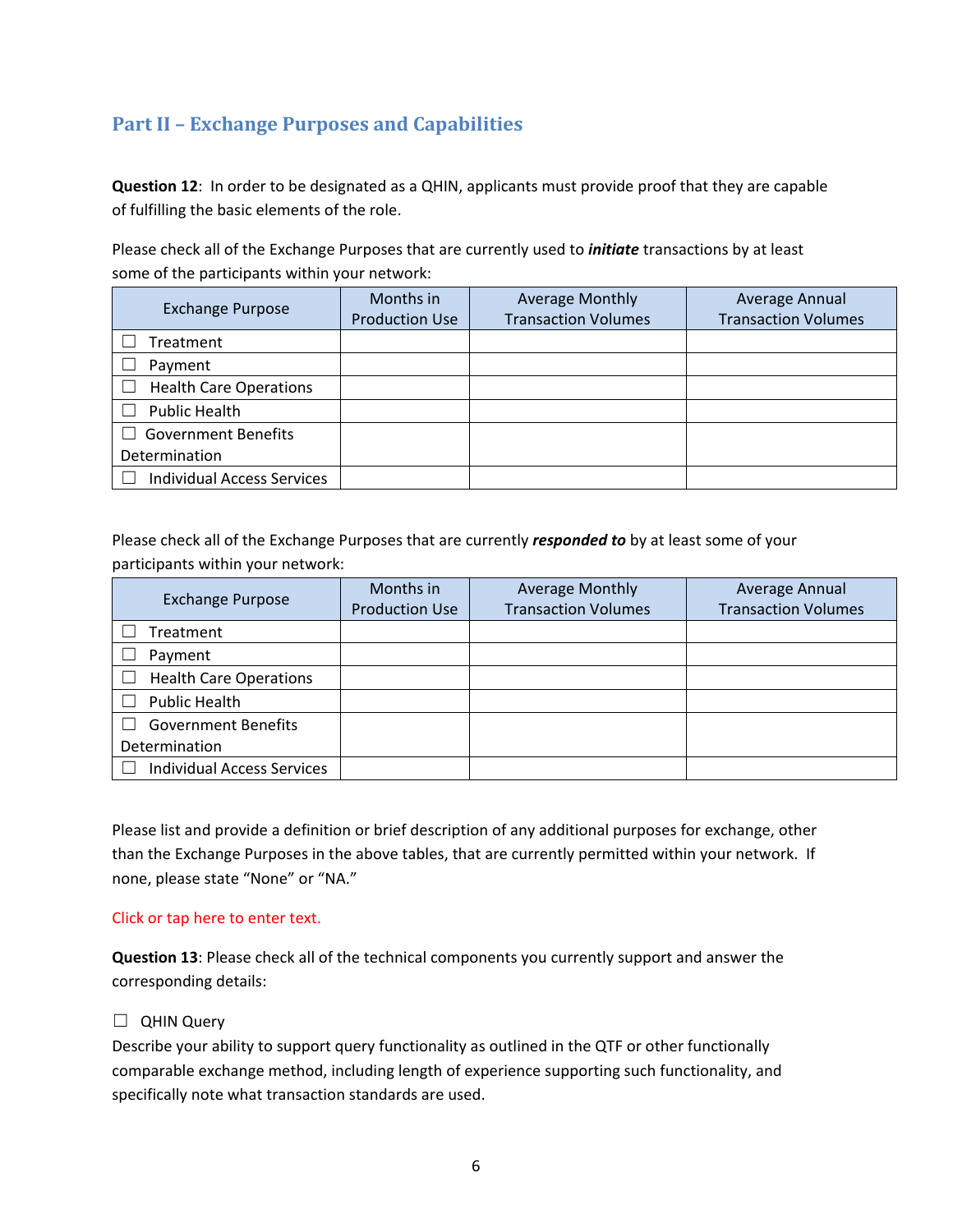## Part II – Exchange Purposes and Capabilities

**Question 12**: In order to be designated as a QHIN, applicants must provide proof that they are capable of fulfilling the basic elements of the role.

Please check all of the Exchange Purposes that are currently used to ***initiate*** transactions by at least some of the participants within your network:

| Exchange Purpose | Months in Production Use | Average Monthly Transaction Volumes | Average Annual Transaction Volumes |
|---|---|---|---|
| ☐ Treatment | | | |
| ☐ Payment | | | |
| ☐ Health Care Operations | | | |
| ☐ Public Health | | | |
| ☐ Government Benefits Determination | | | |
| ☐ Individual Access Services | | | |

Please check all of the Exchange Purposes that are currently ***responded to*** by at least some of your participants within your network:

| Exchange Purpose | Months in Production Use | Average Monthly Transaction Volumes | Average Annual Transaction Volumes |
|---|---|---|---|
| ☐ Treatment | | | |
| ☐ Payment | | | |
| ☐ Health Care Operations | | | |
| ☐ Public Health | | | |
| ☐ Government Benefits Determination | | | |
| ☐ Individual Access Services | | | |

Please list and provide a definition or brief description of any additional purposes for exchange, other than the Exchange Purposes in the above tables, that are currently permitted within your network. If none, please state "None" or "NA."

Click or tap here to enter text.

**Question 13**: Please check all of the technical components you currently support and answer the corresponding details:

☐ QHIN Query

Describe your ability to support query functionality as outlined in the QTF or other functionally comparable exchange method, including length of experience supporting such functionality, and specifically note what transaction standards are used.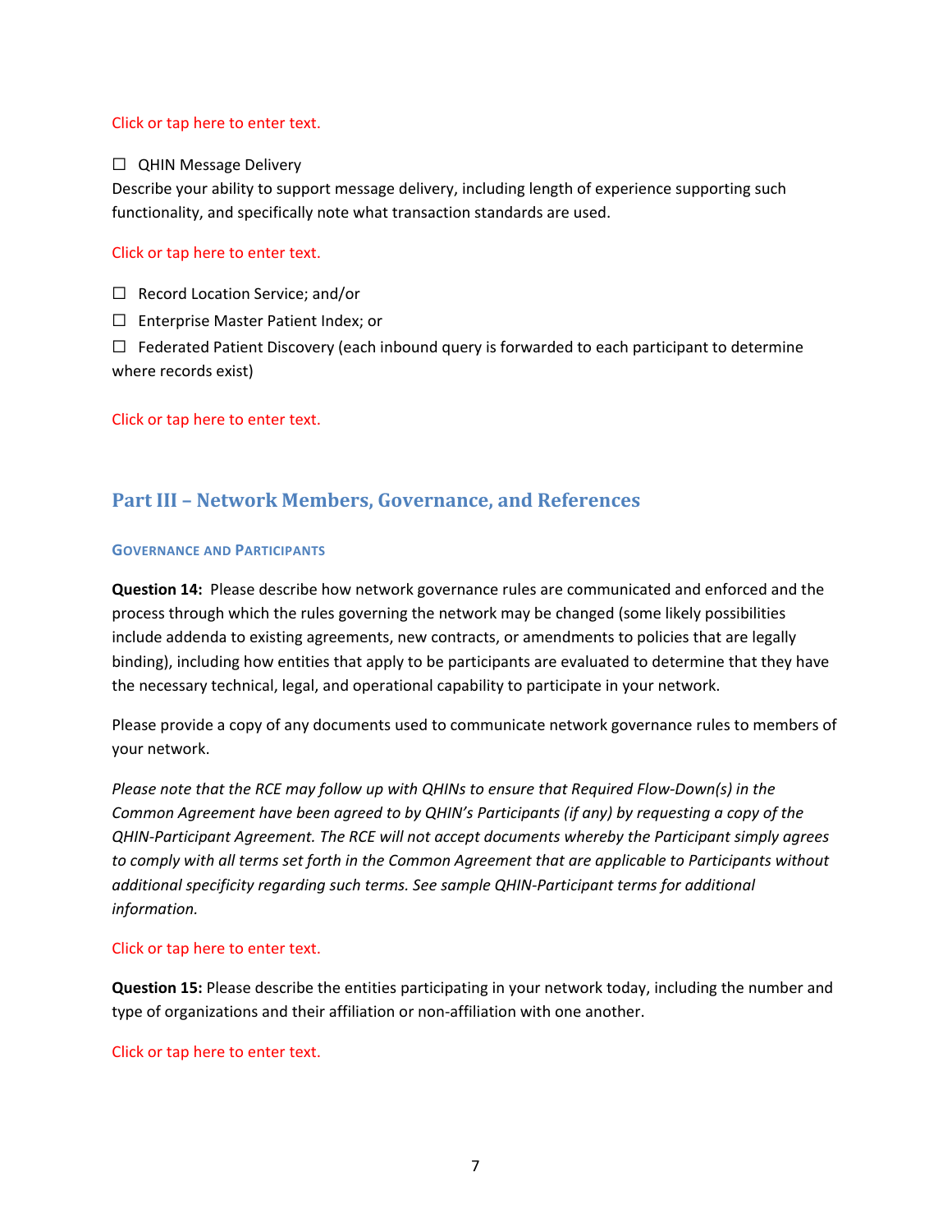Click or tap here to enter text.

☐ QHIN Message Delivery
Describe your ability to support message delivery, including length of experience supporting such functionality, and specifically note what transaction standards are used.

Click or tap here to enter text.

☐ Record Location Service; and/or

☐ Enterprise Master Patient Index; or

☐ Federated Patient Discovery (each inbound query is forwarded to each participant to determine where records exist)

Click or tap here to enter text.

## Part III – Network Members, Governance, and References

### Governance and Participants

**Question 14:** Please describe how network governance rules are communicated and enforced and the process through which the rules governing the network may be changed (some likely possibilities include addenda to existing agreements, new contracts, or amendments to policies that are legally binding), including how entities that apply to be participants are evaluated to determine that they have the necessary technical, legal, and operational capability to participate in your network.

Please provide a copy of any documents used to communicate network governance rules to members of your network.

*Please note that the RCE may follow up with QHINs to ensure that Required Flow-Down(s) in the Common Agreement have been agreed to by QHIN's Participants (if any) by requesting a copy of the QHIN-Participant Agreement. The RCE will not accept documents whereby the Participant simply agrees to comply with all terms set forth in the Common Agreement that are applicable to Participants without additional specificity regarding such terms. See sample QHIN-Participant terms for additional information.*

Click or tap here to enter text.

**Question 15:** Please describe the entities participating in your network today, including the number and type of organizations and their affiliation or non-affiliation with one another.

Click or tap here to enter text.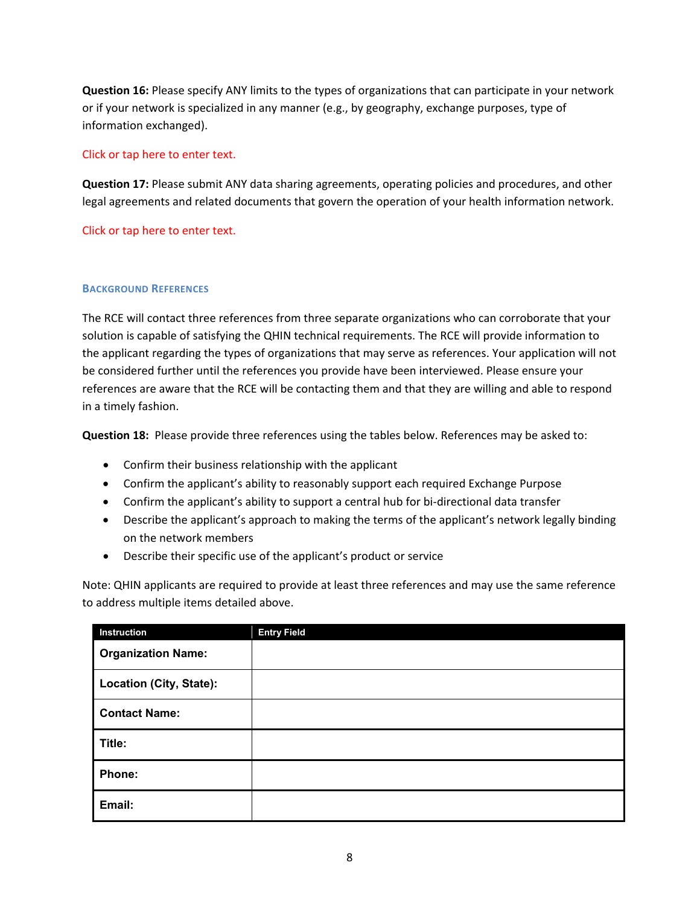**Question 16:** Please specify ANY limits to the types of organizations that can participate in your network or if your network is specialized in any manner (e.g., by geography, exchange purposes, type of information exchanged).

Click or tap here to enter text.

**Question 17:** Please submit ANY data sharing agreements, operating policies and procedures, and other legal agreements and related documents that govern the operation of your health information network.

Click or tap here to enter text.

### Background References

The RCE will contact three references from three separate organizations who can corroborate that your solution is capable of satisfying the QHIN technical requirements. The RCE will provide information to the applicant regarding the types of organizations that may serve as references. Your application will not be considered further until the references you provide have been interviewed. Please ensure your references are aware that the RCE will be contacting them and that they are willing and able to respond in a timely fashion.

**Question 18:** Please provide three references using the tables below. References may be asked to:

- Confirm their business relationship with the applicant
- Confirm the applicant's ability to reasonably support each required Exchange Purpose
- Confirm the applicant's ability to support a central hub for bi-directional data transfer
- Describe the applicant's approach to making the terms of the applicant's network legally binding on the network members
- Describe their specific use of the applicant's product or service

Note: QHIN applicants are required to provide at least three references and may use the same reference to address multiple items detailed above.

| Instruction | Entry Field |
|---|---|
| **Organization Name:** | |
| **Location (City, State):** | |
| **Contact Name:** | |
| **Title:** | |
| **Phone:** | |
| **Email:** | |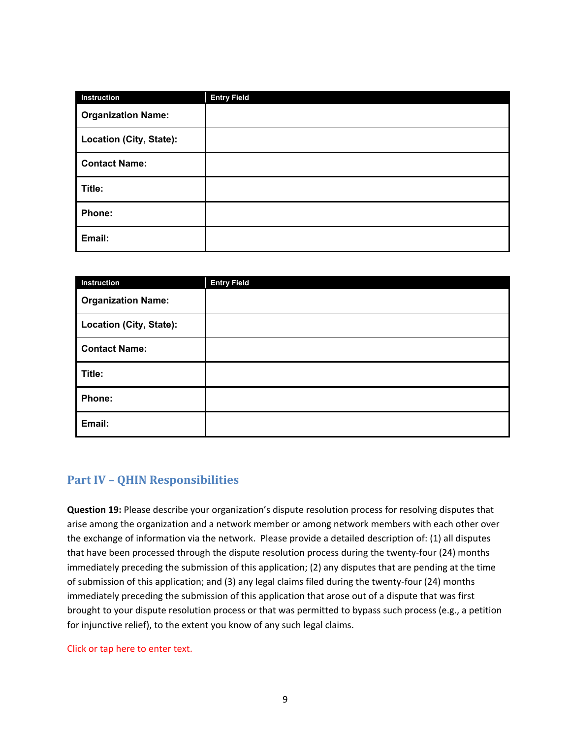| Instruction | Entry Field |
| --- | --- |
| **Organization Name:** | |
| **Location (City, State):** | |
| **Contact Name:** | |
| **Title:** | |
| **Phone:** | |
| **Email:** | |

| Instruction | Entry Field |
| --- | --- |
| **Organization Name:** | |
| **Location (City, State):** | |
| **Contact Name:** | |
| **Title:** | |
| **Phone:** | |
| **Email:** | |

## Part IV – QHIN Responsibilities

**Question 19:** Please describe your organization's dispute resolution process for resolving disputes that arise among the organization and a network member or among network members with each other over the exchange of information via the network. Please provide a detailed description of: (1) all disputes that have been processed through the dispute resolution process during the twenty-four (24) months immediately preceding the submission of this application; (2) any disputes that are pending at the time of submission of this application; and (3) any legal claims filed during the twenty-four (24) months immediately preceding the submission of this application that arose out of a dispute that was first brought to your dispute resolution process or that was permitted to bypass such process (e.g., a petition for injunctive relief), to the extent you know of any such legal claims.

Click or tap here to enter text.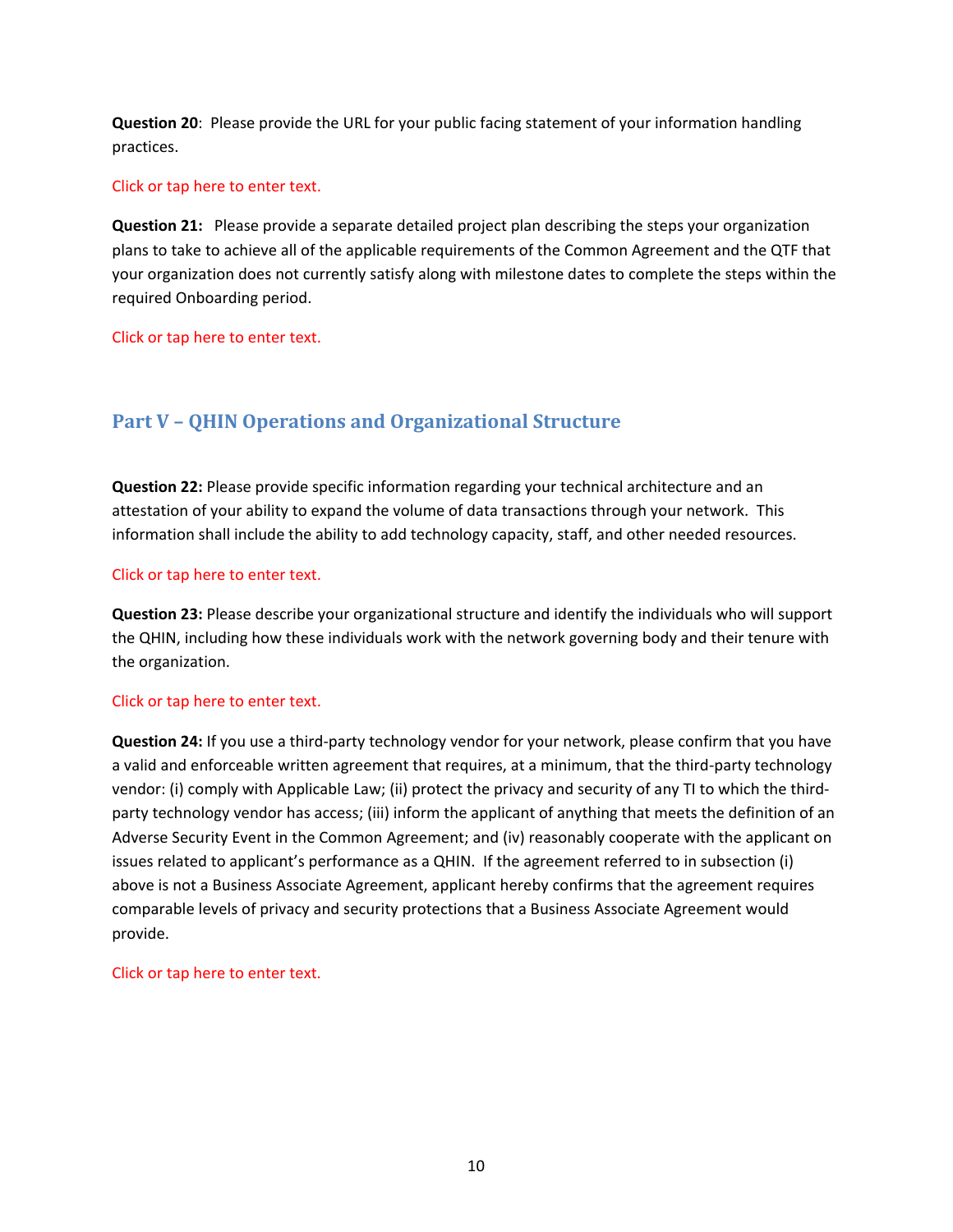**Question 20**: Please provide the URL for your public facing statement of your information handling practices.

Click or tap here to enter text.

**Question 21:** Please provide a separate detailed project plan describing the steps your organization plans to take to achieve all of the applicable requirements of the Common Agreement and the QTF that your organization does not currently satisfy along with milestone dates to complete the steps within the required Onboarding period.

Click or tap here to enter text.

## Part V – QHIN Operations and Organizational Structure

**Question 22:** Please provide specific information regarding your technical architecture and an attestation of your ability to expand the volume of data transactions through your network. This information shall include the ability to add technology capacity, staff, and other needed resources.

Click or tap here to enter text.

**Question 23:** Please describe your organizational structure and identify the individuals who will support the QHIN, including how these individuals work with the network governing body and their tenure with the organization.

Click or tap here to enter text.

**Question 24:** If you use a third-party technology vendor for your network, please confirm that you have a valid and enforceable written agreement that requires, at a minimum, that the third-party technology vendor: (i) comply with Applicable Law; (ii) protect the privacy and security of any TI to which the third-party technology vendor has access; (iii) inform the applicant of anything that meets the definition of an Adverse Security Event in the Common Agreement; and (iv) reasonably cooperate with the applicant on issues related to applicant's performance as a QHIN. If the agreement referred to in subsection (i) above is not a Business Associate Agreement, applicant hereby confirms that the agreement requires comparable levels of privacy and security protections that a Business Associate Agreement would provide.

Click or tap here to enter text.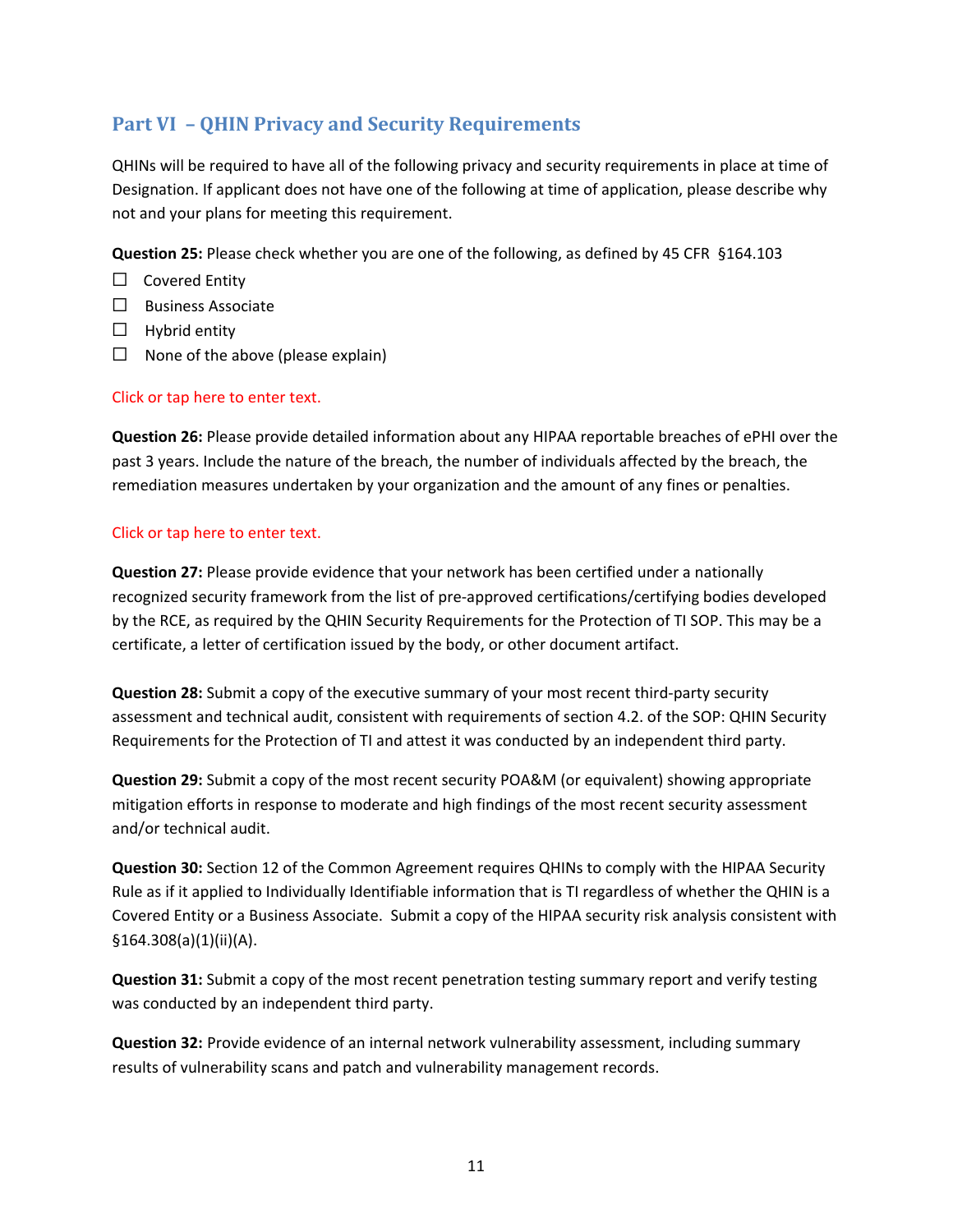## Part VI – QHIN Privacy and Security Requirements

QHINs will be required to have all of the following privacy and security requirements in place at time of Designation. If applicant does not have one of the following at time of application, please describe why not and your plans for meeting this requirement.

**Question 25:** Please check whether you are one of the following, as defined by 45 CFR §164.103

- ☐ Covered Entity
- ☐ Business Associate
- ☐ Hybrid entity
- ☐ None of the above (please explain)

Click or tap here to enter text.

**Question 26:** Please provide detailed information about any HIPAA reportable breaches of ePHI over the past 3 years. Include the nature of the breach, the number of individuals affected by the breach, the remediation measures undertaken by your organization and the amount of any fines or penalties.

Click or tap here to enter text.

**Question 27:** Please provide evidence that your network has been certified under a nationally recognized security framework from the list of pre-approved certifications/certifying bodies developed by the RCE, as required by the QHIN Security Requirements for the Protection of TI SOP. This may be a certificate, a letter of certification issued by the body, or other document artifact.

**Question 28:** Submit a copy of the executive summary of your most recent third-party security assessment and technical audit, consistent with requirements of section 4.2. of the SOP: QHIN Security Requirements for the Protection of TI and attest it was conducted by an independent third party.

**Question 29:** Submit a copy of the most recent security POA&M (or equivalent) showing appropriate mitigation efforts in response to moderate and high findings of the most recent security assessment and/or technical audit.

**Question 30:** Section 12 of the Common Agreement requires QHINs to comply with the HIPAA Security Rule as if it applied to Individually Identifiable information that is TI regardless of whether the QHIN is a Covered Entity or a Business Associate. Submit a copy of the HIPAA security risk analysis consistent with §164.308(a)(1)(ii)(A).

**Question 31:** Submit a copy of the most recent penetration testing summary report and verify testing was conducted by an independent third party.

**Question 32:** Provide evidence of an internal network vulnerability assessment, including summary results of vulnerability scans and patch and vulnerability management records.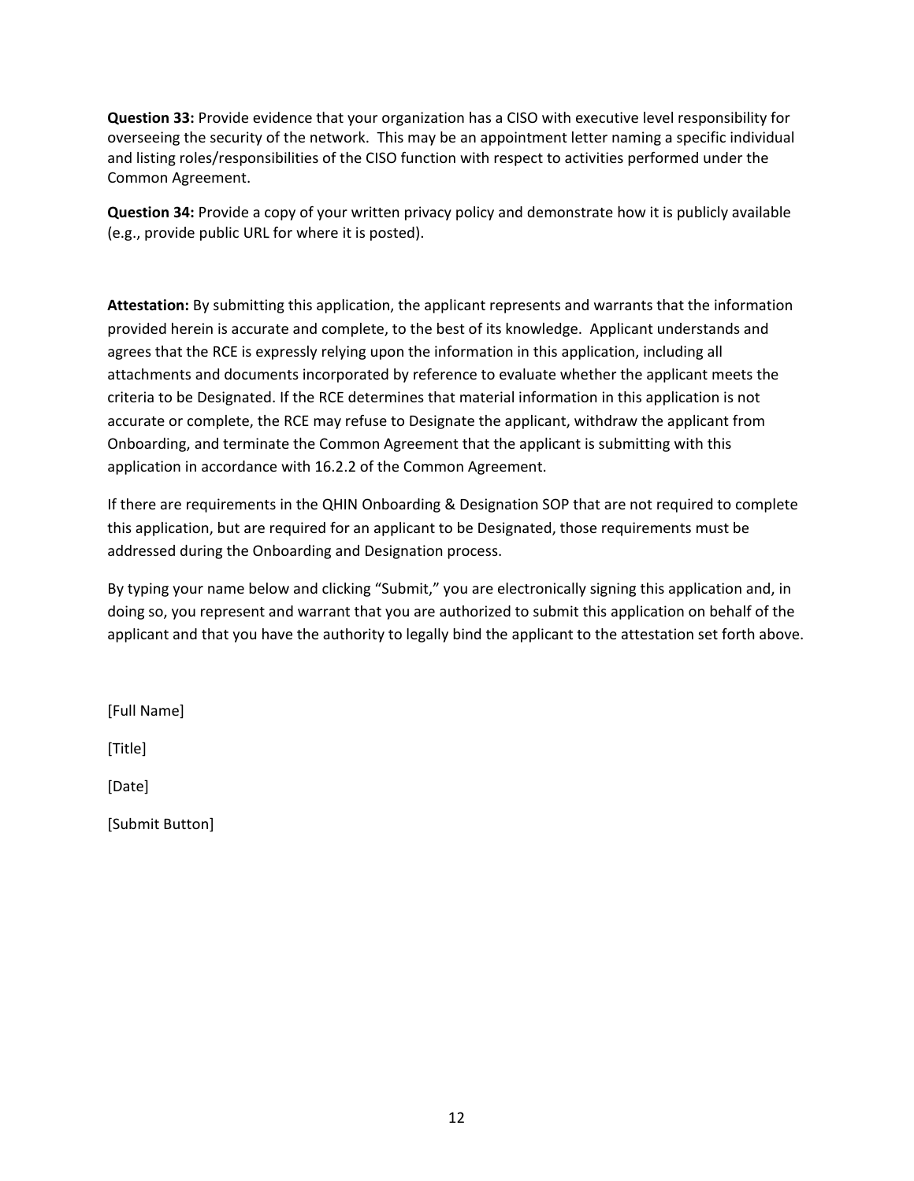**Question 33:** Provide evidence that your organization has a CISO with executive level responsibility for overseeing the security of the network. This may be an appointment letter naming a specific individual and listing roles/responsibilities of the CISO function with respect to activities performed under the Common Agreement.

**Question 34:** Provide a copy of your written privacy policy and demonstrate how it is publicly available (e.g., provide public URL for where it is posted).

**Attestation:** By submitting this application, the applicant represents and warrants that the information provided herein is accurate and complete, to the best of its knowledge. Applicant understands and agrees that the RCE is expressly relying upon the information in this application, including all attachments and documents incorporated by reference to evaluate whether the applicant meets the criteria to be Designated. If the RCE determines that material information in this application is not accurate or complete, the RCE may refuse to Designate the applicant, withdraw the applicant from Onboarding, and terminate the Common Agreement that the applicant is submitting with this application in accordance with 16.2.2 of the Common Agreement.

If there are requirements in the QHIN Onboarding & Designation SOP that are not required to complete this application, but are required for an applicant to be Designated, those requirements must be addressed during the Onboarding and Designation process.

By typing your name below and clicking "Submit," you are electronically signing this application and, in doing so, you represent and warrant that you are authorized to submit this application on behalf of the applicant and that you have the authority to legally bind the applicant to the attestation set forth above.

[Full Name]

[Title]

[Date]

[Submit Button]